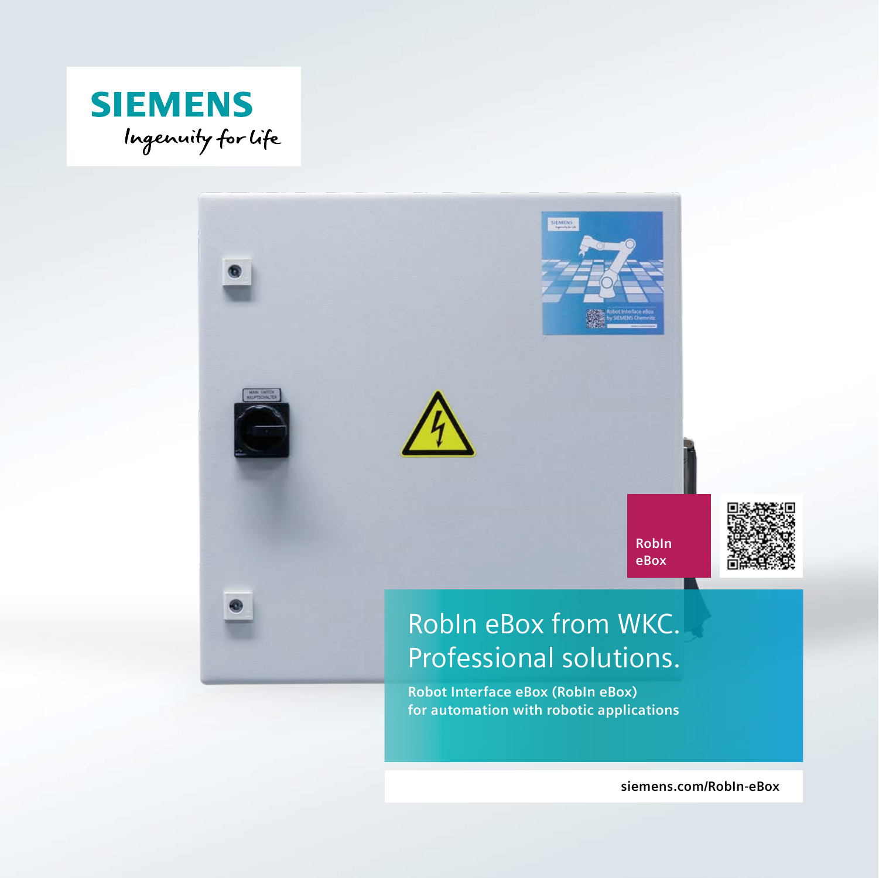SIEMENS

Ingenuity for life

RobIn eBox

# RobIn eBox from WKC. Professional solutions.

**Robot Interface eBox (RobIn eBox) for automation with robotic applications**

siemens.com/RobIn-eBox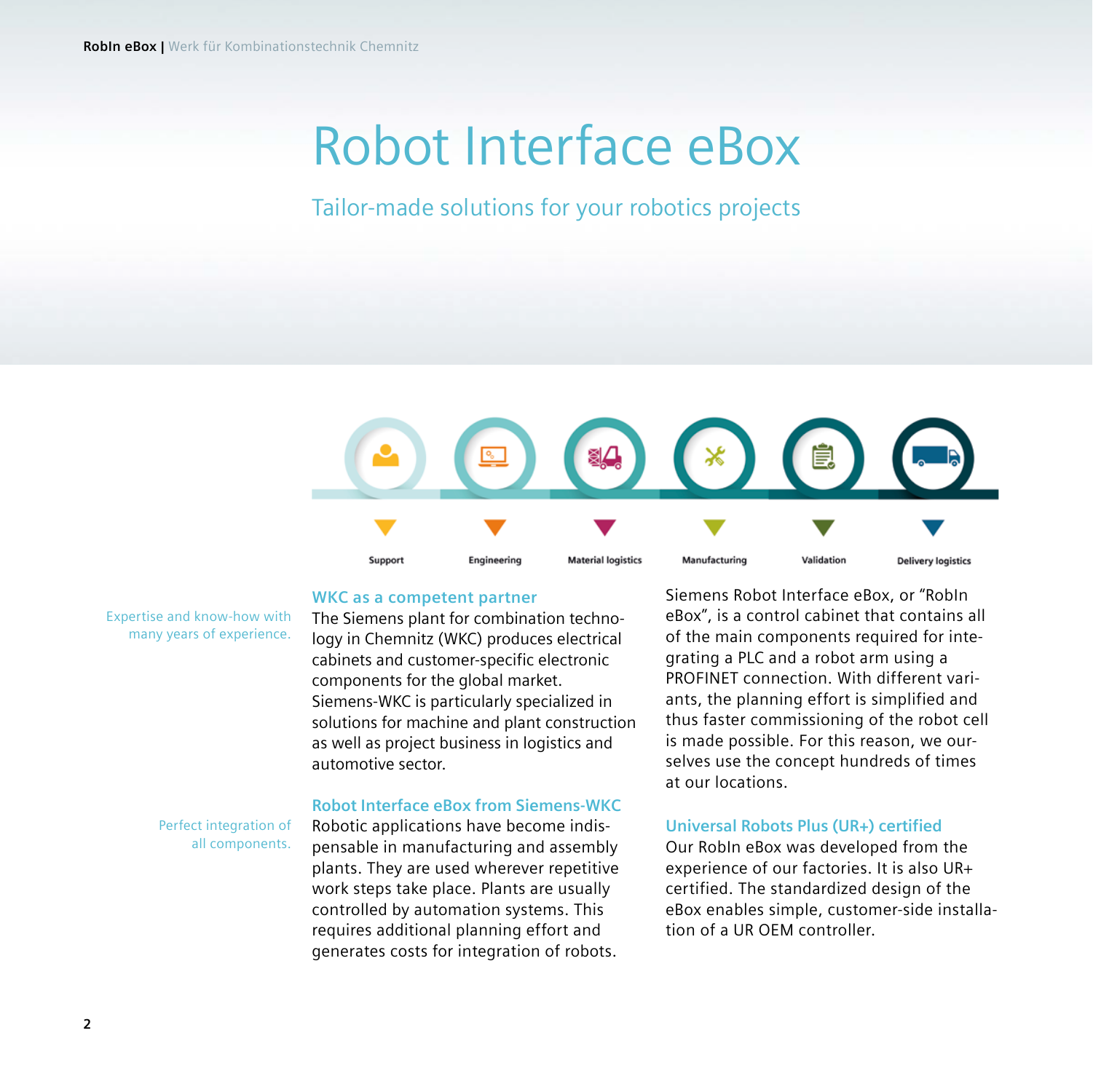# Robot Interface eBox

## Tailor-made solutions for your robotics projects

Support | Engineering | Material logistics | Manufacturing | Validation | Delivery logistics

Expertise and know-how with many years of experience.

### WKC as a competent partner

The Siemens plant for combination technology in Chemnitz (WKC) produces electrical cabinets and customer-specific electronic components for the global market. Siemens-WKC is particularly specialized in solutions for machine and plant construction as well as project business in logistics and automotive sector.

Perfect integration of all components.

### Robot Interface eBox from Siemens-WKC

Robotic applications have become indispensable in manufacturing and assembly plants. They are used wherever repetitive work steps take place. Plants are usually controlled by automation systems. This requires additional planning effort and generates costs for integration of robots.

Siemens Robot Interface eBox, or "RobIn eBox", is a control cabinet that contains all of the main components required for integrating a PLC and a robot arm using a PROFINET connection. With different variants, the planning effort is simplified and thus faster commissioning of the robot cell is made possible. For this reason, we ourselves use the concept hundreds of times at our locations.

### Universal Robots Plus (UR+) certified

Our RobIn eBox was developed from the experience of our factories. It is also UR+ certified. The standardized design of the eBox enables simple, customer-side installation of a UR OEM controller.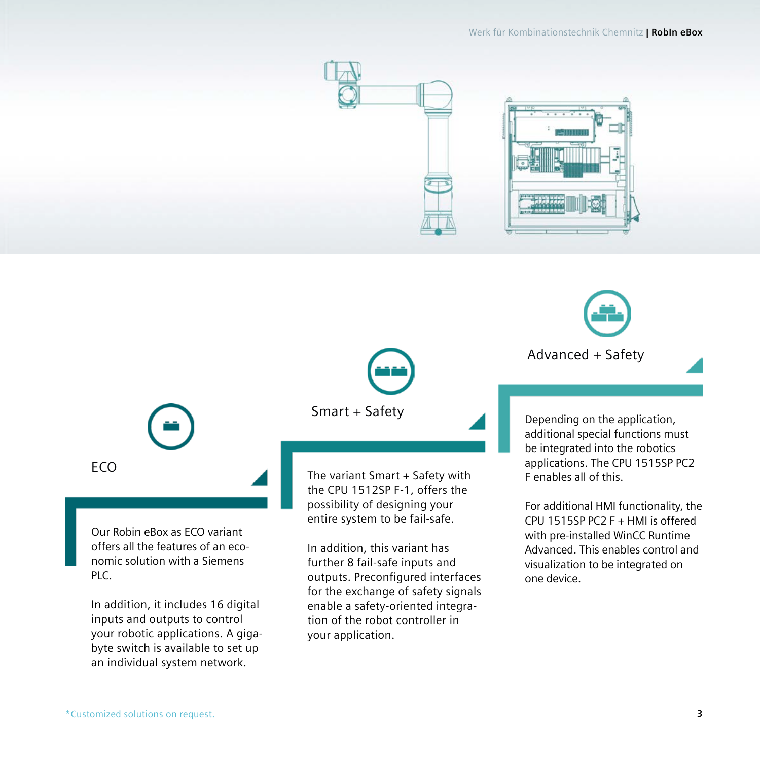## ECO

Our Robin eBox as ECO variant offers all the features of an economic solution with a Siemens PLC.

In addition, it includes 16 digital inputs and outputs to control your robotic applications. A gigabyte switch is available to set up an individual system network.

## Smart + Safety

The variant Smart + Safety with the CPU 1512SP F-1, offers the possibility of designing your entire system to be fail-safe.

In addition, this variant has further 8 fail-safe inputs and outputs. Preconfigured interfaces for the exchange of safety signals enable a safety-oriented integration of the robot controller in your application.

## Advanced + Safety

Depending on the application, additional special functions must be integrated into the robotics applications. The CPU 1515SP PC2 F enables all of this.

For additional HMI functionality, the CPU 1515SP PC2 F + HMI is offered with pre-installed WinCC Runtime Advanced. This enables control and visualization to be integrated on one device.

*Customized solutions on request.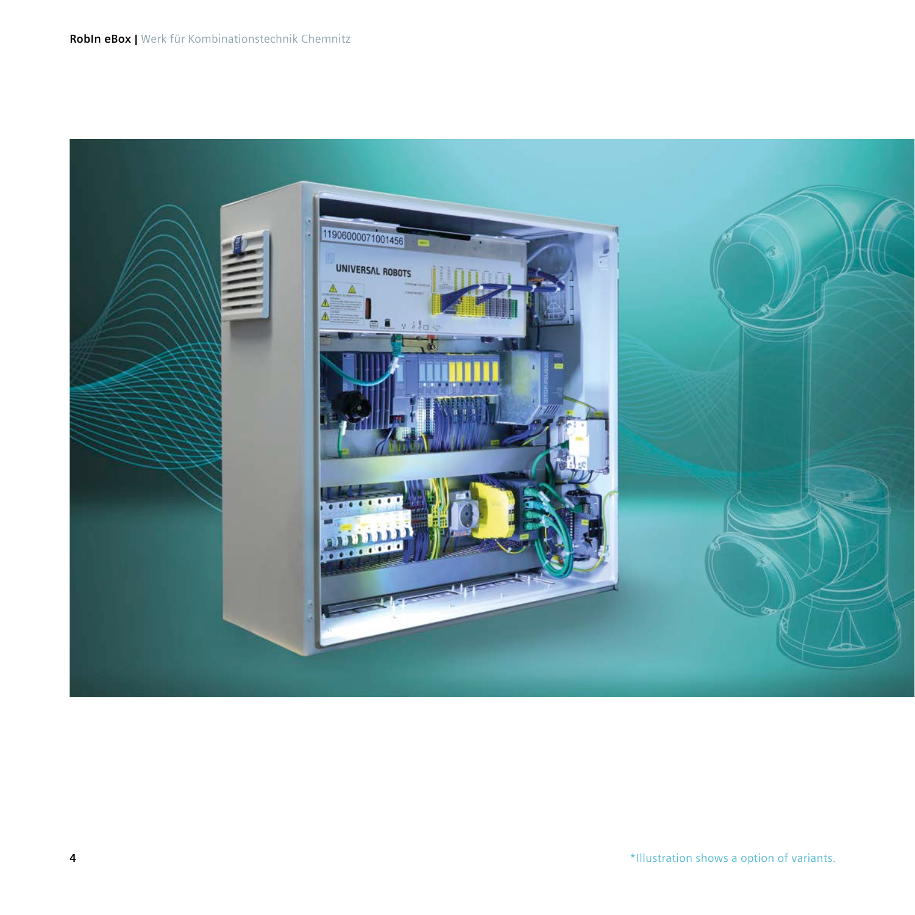*Illustration shows a option of variants.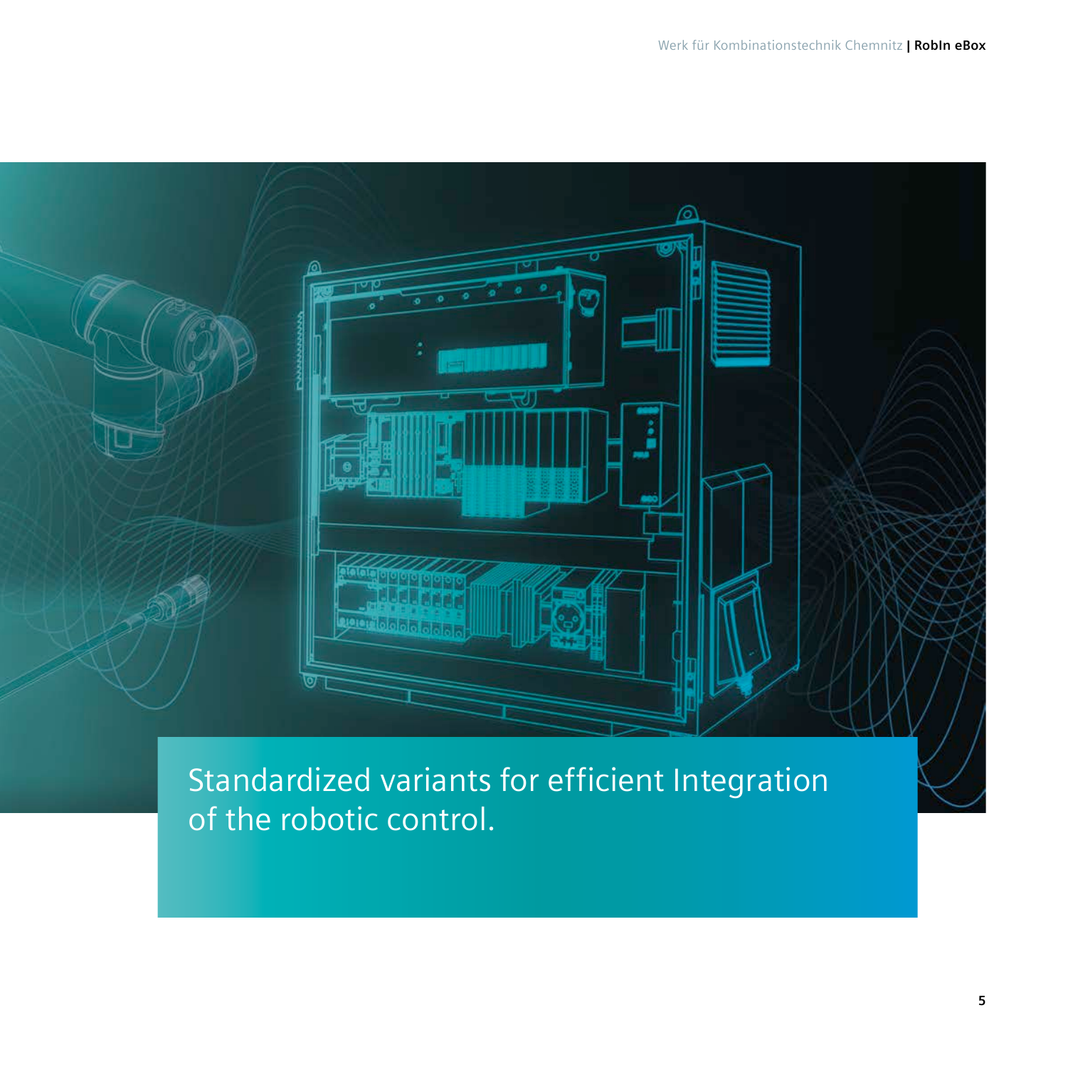Standardized variants for efficient Integration of the robotic control.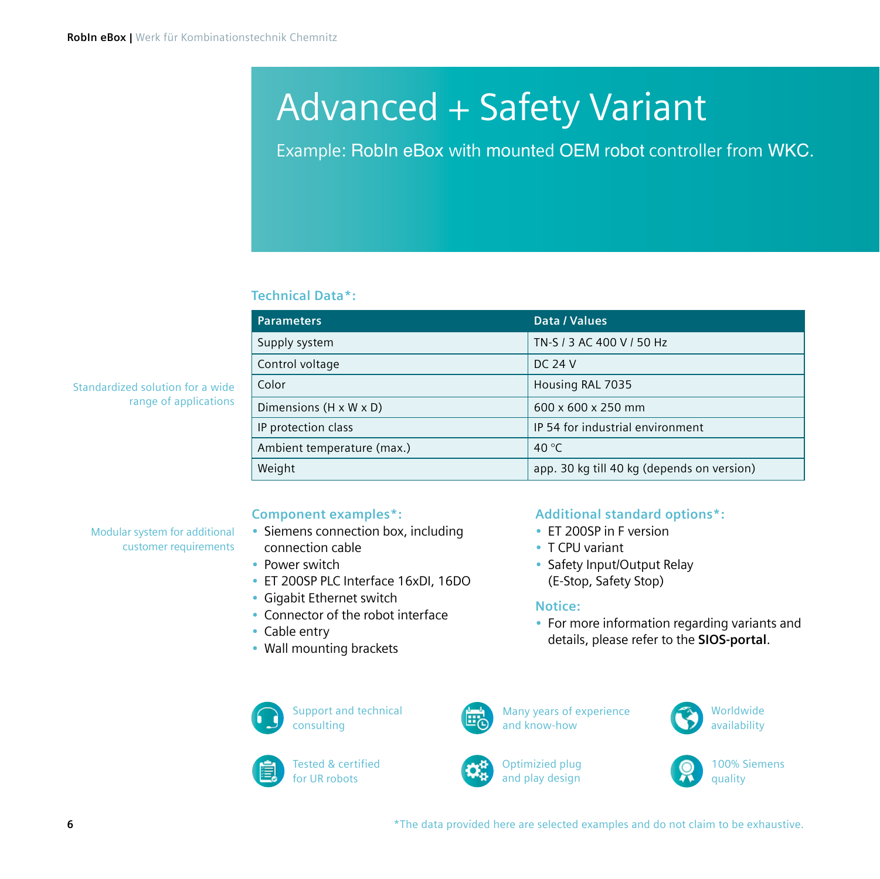# Advanced + Safety Variant

Example: RobIn eBox with mounted OEM robot controller from WKC.

Standardized solution for a wide range of applications

## Technical Data*:

| Parameters | Data / Values |
|---|---|
| Supply system | TN-S / 3 AC 400 V / 50 Hz |
| Control voltage | DC 24 V |
| Color | Housing RAL 7035 |
| Dimensions (H x W x D) | 600 x 600 x 250 mm |
| IP protection class | IP 54 for industrial environment |
| Ambient temperature (max.) | 40 °C |
| Weight | app. 30 kg till 40 kg (depends on version) |

Modular system for additional customer requirements

## Component examples*:

- Siemens connection box, including connection cable
- Power switch
- ET 200SP PLC Interface 16xDI, 16DO
- Gigabit Ethernet switch
- Connector of the robot interface
- Cable entry
- Wall mounting brackets

## Additional standard options*:

- ET 200SP in F version
- T CPU variant
- Safety Input/Output Relay (E-Stop, Safety Stop)

## Notice:

- For more information regarding variants and details, please refer to the **SIOS-portal**.

Support and technical consulting

Many years of experience and know-how

Worldwide availability

Tested & certified for UR robots

Optimizied plug and play design

100% Siemens quality

*The data provided here are selected examples and do not claim to be exhaustive.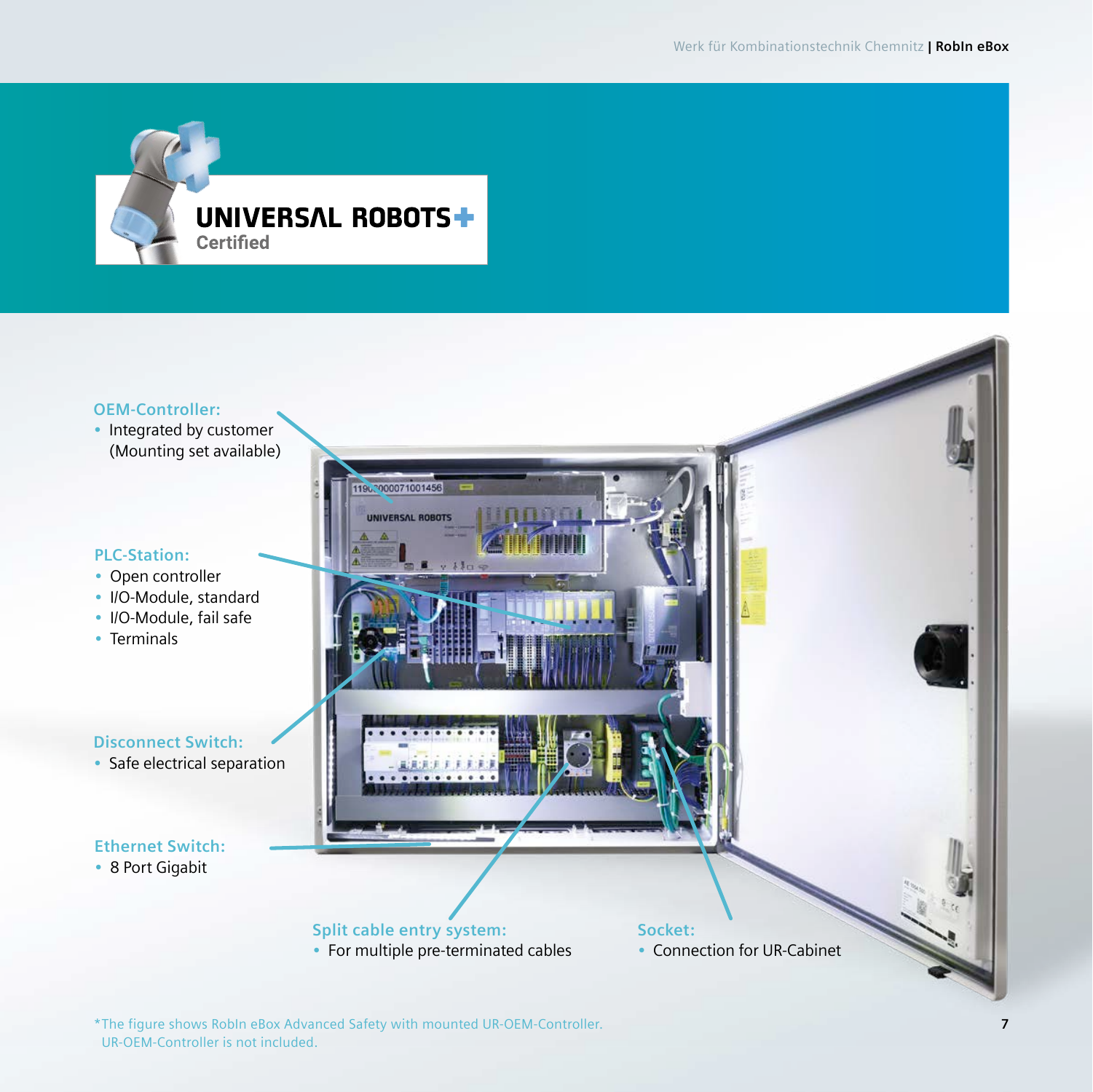**UNIVERSAL ROBOTS+**
Certified

**OEM-Controller:**
- Integrated by customer (Mounting set available)

**PLC-Station:**
- Open controller
- I/O-Module, standard
- I/O-Module, fail safe
- Terminals

**Disconnect Switch:**
- Safe electrical separation

**Ethernet Switch:**
- 8 Port Gigabit

**Split cable entry system:**
- For multiple pre-terminated cables

**Socket:**
- Connection for UR-Cabinet

*The figure shows RobIn eBox Advanced Safety with mounted UR-OEM-Controller. UR-OEM-Controller is not included.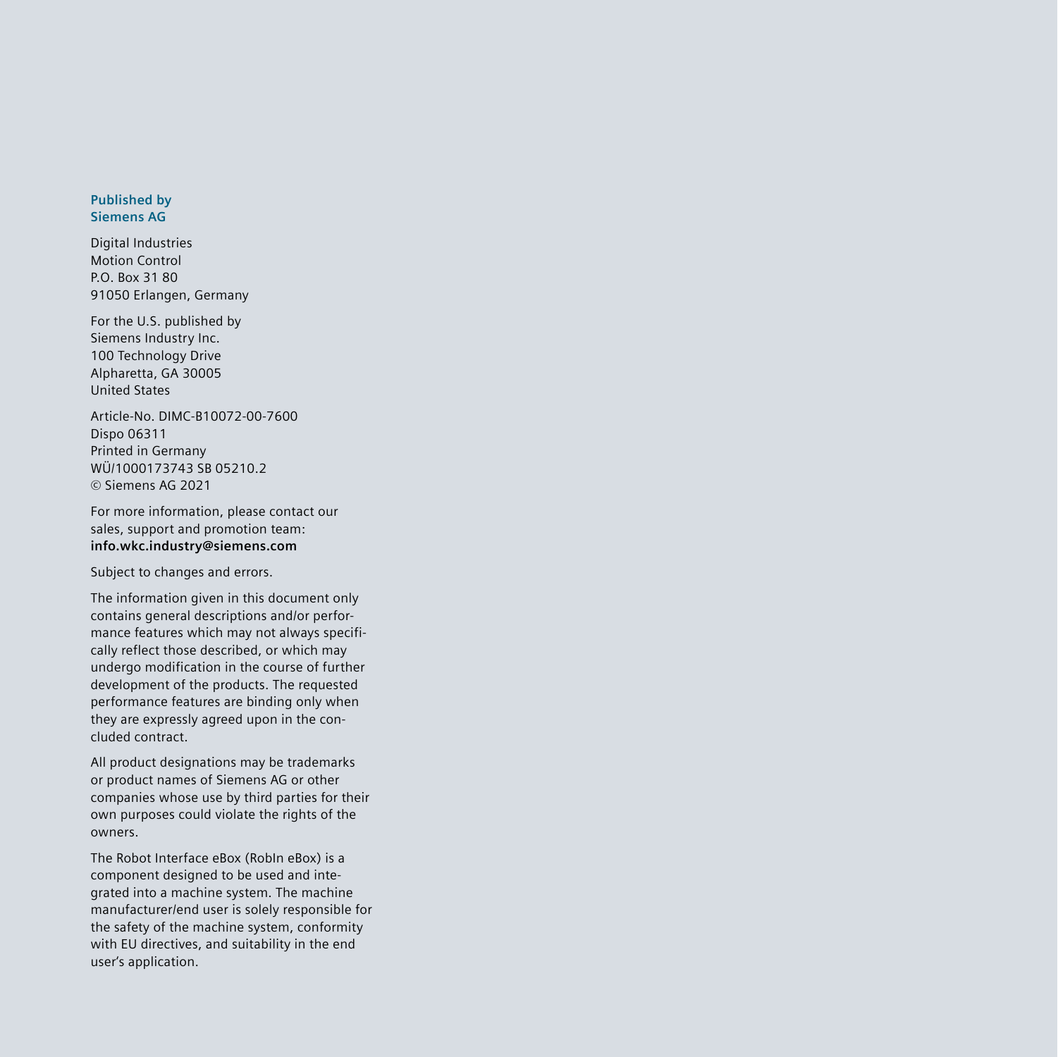**Published by**
**Siemens AG**

Digital Industries
Motion Control
P.O. Box 31 80
91050 Erlangen, Germany

For the U.S. published by
Siemens Industry Inc.
100 Technology Drive
Alpharetta, GA 30005
United States

Article-No. DIMC-B10072-00-7600
Dispo 06311
Printed in Germany
WÜ/1000173743 SB 05210.2
© Siemens AG 2021

For more information, please contact our sales, support and promotion team:
**info.wkc.industry@siemens.com**

Subject to changes and errors.

The information given in this document only contains general descriptions and/or performance features which may not always specifically reflect those described, or which may undergo modification in the course of further development of the products. The requested performance features are binding only when they are expressly agreed upon in the concluded contract.

All product designations may be trademarks or product names of Siemens AG or other companies whose use by third parties for their own purposes could violate the rights of the owners.

The Robot Interface eBox (RobIn eBox) is a component designed to be used and integrated into a machine system. The machine manufacturer/end user is solely responsible for the safety of the machine system, conformity with EU directives, and suitability in the end user's application.